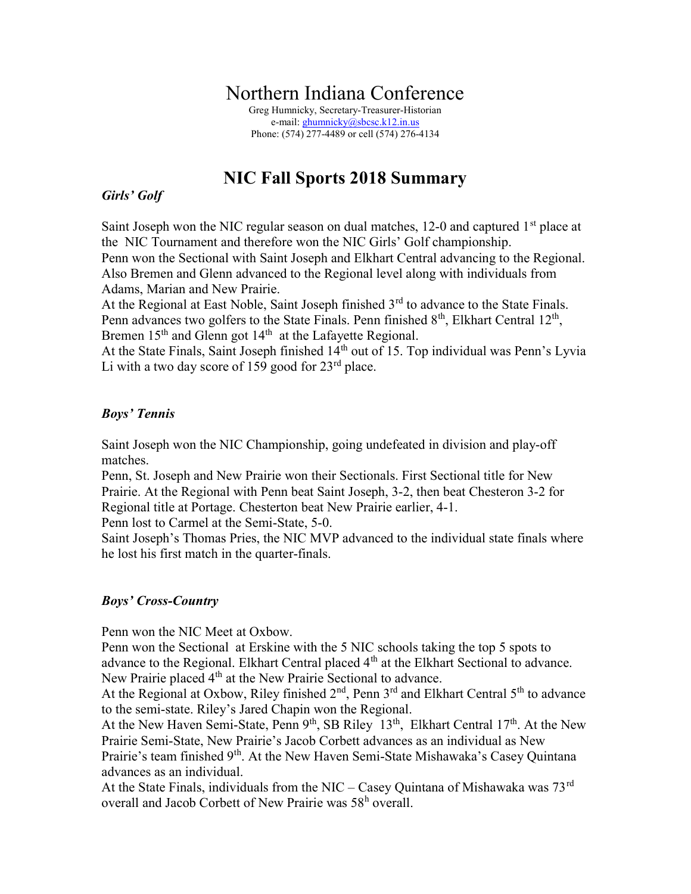# Northern Indiana Conference

Greg Humnicky, Secretary-Treasurer-Historian
e-mail: ghumnicky@sbcsc.k12.in.us
Phone: (574) 277-4489 or cell (574) 276-4134

## NIC Fall Sports 2018 Summary

### *Girls' Golf*

Saint Joseph won the NIC regular season on dual matches, 12-0 and captured 1st place at the NIC Tournament and therefore won the NIC Girls' Golf championship.
Penn won the Sectional with Saint Joseph and Elkhart Central advancing to the Regional. Also Bremen and Glenn advanced to the Regional level along with individuals from Adams, Marian and New Prairie.
At the Regional at East Noble, Saint Joseph finished 3rd to advance to the State Finals. Penn advances two golfers to the State Finals. Penn finished 8th, Elkhart Central 12th, Bremen 15th and Glenn got 14th at the Lafayette Regional.
At the State Finals, Saint Joseph finished 14th out of 15. Top individual was Penn's Lyvia Li with a two day score of 159 good for 23rd place.

### *Boys' Tennis*

Saint Joseph won the NIC Championship, going undefeated in division and play-off matches.
Penn, St. Joseph and New Prairie won their Sectionals. First Sectional title for New Prairie. At the Regional with Penn beat Saint Joseph, 3-2, then beat Chesteron 3-2 for Regional title at Portage. Chesterton beat New Prairie earlier, 4-1.
Penn lost to Carmel at the Semi-State, 5-0.
Saint Joseph's Thomas Pries, the NIC MVP advanced to the individual state finals where he lost his first match in the quarter-finals.

### *Boys' Cross-Country*

Penn won the NIC Meet at Oxbow.
Penn won the Sectional at Erskine with the 5 NIC schools taking the top 5 spots to advance to the Regional. Elkhart Central placed 4th at the Elkhart Sectional to advance. New Prairie placed 4th at the New Prairie Sectional to advance.
At the Regional at Oxbow, Riley finished 2nd, Penn 3rd and Elkhart Central 5th to advance to the semi-state. Riley's Jared Chapin won the Regional.
At the New Haven Semi-State, Penn 9th, SB Riley 13th, Elkhart Central 17th. At the New Prairie Semi-State, New Prairie's Jacob Corbett advances as an individual as New Prairie's team finished 9th. At the New Haven Semi-State Mishawaka's Casey Quintana advances as an individual.
At the State Finals, individuals from the NIC – Casey Quintana of Mishawaka was 73rd overall and Jacob Corbett of New Prairie was 58h overall.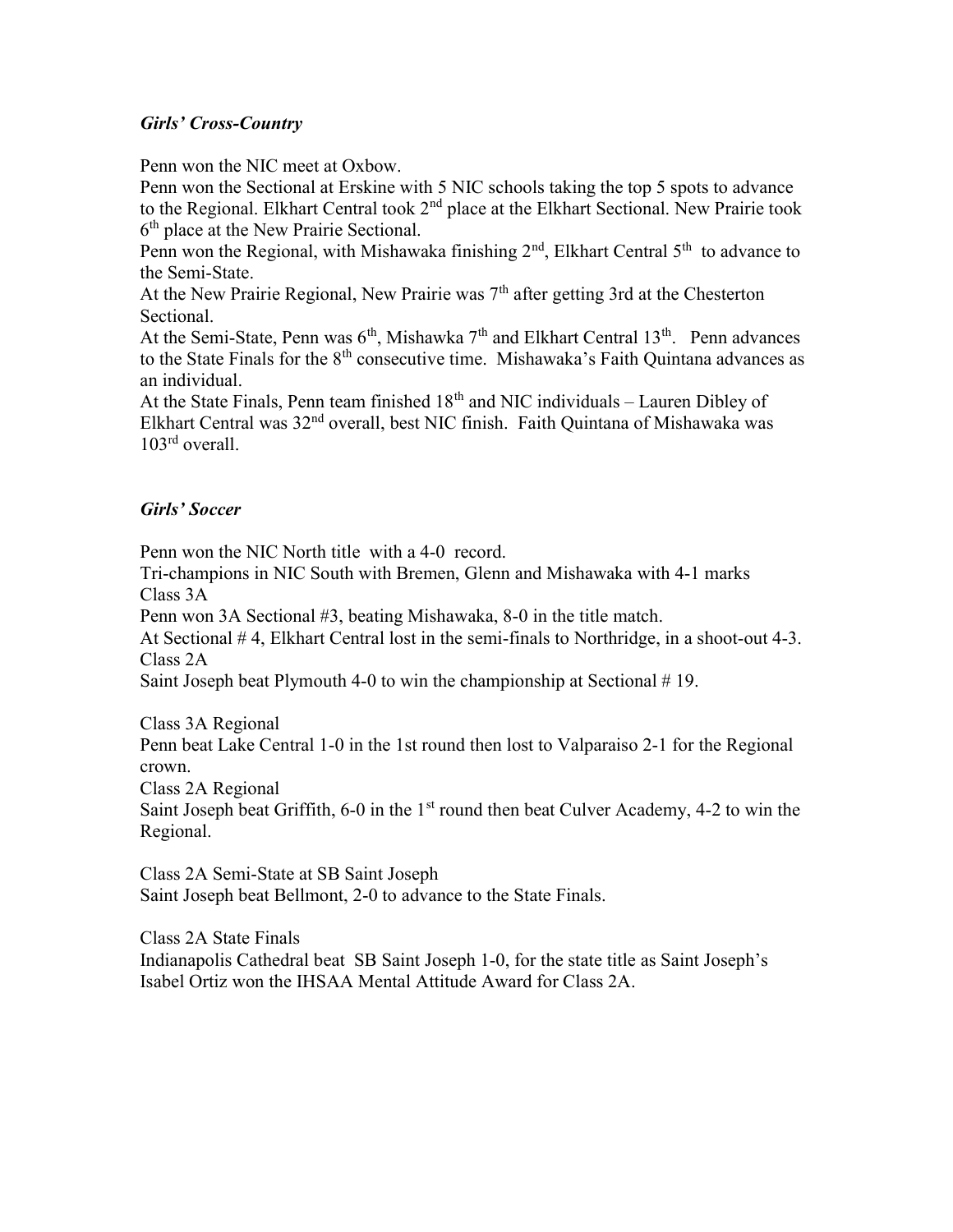### *Girls' Cross-Country*

Penn won the NIC meet at Oxbow.
Penn won the Sectional at Erskine with 5 NIC schools taking the top 5 spots to advance to the Regional. Elkhart Central took 2nd place at the Elkhart Sectional. New Prairie took 6th place at the New Prairie Sectional.
Penn won the Regional, with Mishawaka finishing 2nd, Elkhart Central 5th to advance to the Semi-State.
At the New Prairie Regional, New Prairie was 7th after getting 3rd at the Chesterton Sectional.
At the Semi-State, Penn was 6th, Mishawka 7th and Elkhart Central 13th. Penn advances to the State Finals for the 8th consecutive time. Mishawaka's Faith Quintana advances as an individual.
At the State Finals, Penn team finished 18th and NIC individuals – Lauren Dibley of Elkhart Central was 32nd overall, best NIC finish. Faith Quintana of Mishawaka was 103rd overall.

### *Girls' Soccer*

Penn won the NIC North title with a 4-0 record.
Tri-champions in NIC South with Bremen, Glenn and Mishawaka with 4-1 marks
Class 3A
Penn won 3A Sectional #3, beating Mishawaka, 8-0 in the title match.
At Sectional # 4, Elkhart Central lost in the semi-finals to Northridge, in a shoot-out 4-3.
Class 2A
Saint Joseph beat Plymouth 4-0 to win the championship at Sectional # 19.

Class 3A Regional
Penn beat Lake Central 1-0 in the 1st round then lost to Valparaiso 2-1 for the Regional crown.
Class 2A Regional
Saint Joseph beat Griffith, 6-0 in the 1st round then beat Culver Academy, 4-2 to win the Regional.

Class 2A Semi-State at SB Saint Joseph
Saint Joseph beat Bellmont, 2-0 to advance to the State Finals.

Class 2A State Finals
Indianapolis Cathedral beat SB Saint Joseph 1-0, for the state title as Saint Joseph's Isabel Ortiz won the IHSAA Mental Attitude Award for Class 2A.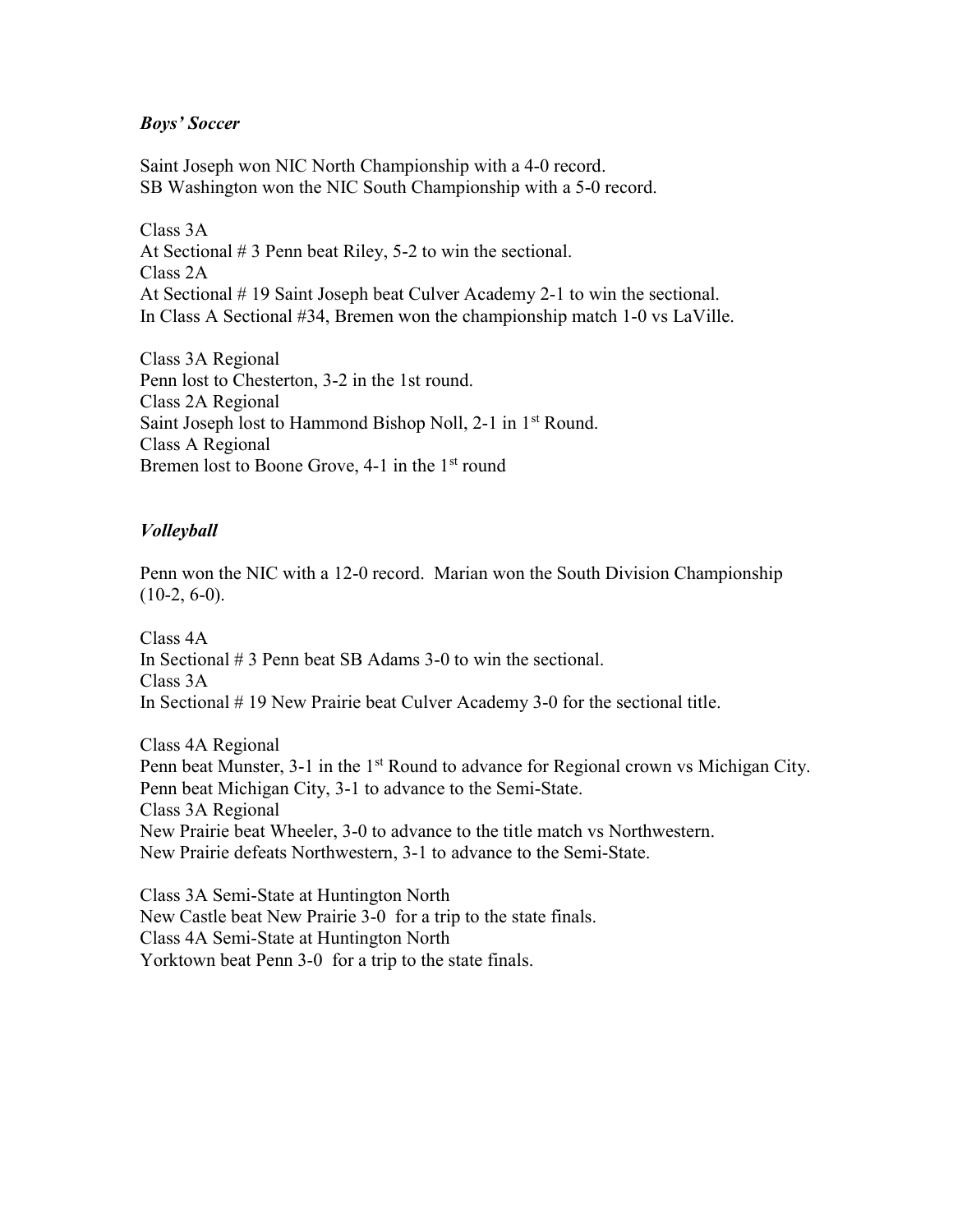### *Boys' Soccer*

Saint Joseph won NIC North Championship with a 4-0 record.
SB Washington won the NIC South Championship with a 5-0 record.

Class 3A
At Sectional # 3 Penn beat Riley, 5-2 to win the sectional.
Class 2A
At Sectional # 19 Saint Joseph beat Culver Academy 2-1 to win the sectional.
In Class A Sectional #34, Bremen won the championship match 1-0 vs LaVille.

Class 3A Regional
Penn lost to Chesterton, 3-2 in the 1st round.
Class 2A Regional
Saint Joseph lost to Hammond Bishop Noll, 2-1 in 1st Round.
Class A Regional
Bremen lost to Boone Grove, 4-1 in the 1st round

### *Volleyball*

Penn won the NIC with a 12-0 record. Marian won the South Division Championship (10-2, 6-0).

Class 4A
In Sectional # 3 Penn beat SB Adams 3-0 to win the sectional.
Class 3A
In Sectional # 19 New Prairie beat Culver Academy 3-0 for the sectional title.

Class 4A Regional
Penn beat Munster, 3-1 in the 1st Round to advance for Regional crown vs Michigan City.
Penn beat Michigan City, 3-1 to advance to the Semi-State.
Class 3A Regional
New Prairie beat Wheeler, 3-0 to advance to the title match vs Northwestern.
New Prairie defeats Northwestern, 3-1 to advance to the Semi-State.

Class 3A Semi-State at Huntington North
New Castle beat New Prairie 3-0 for a trip to the state finals.
Class 4A Semi-State at Huntington North
Yorktown beat Penn 3-0 for a trip to the state finals.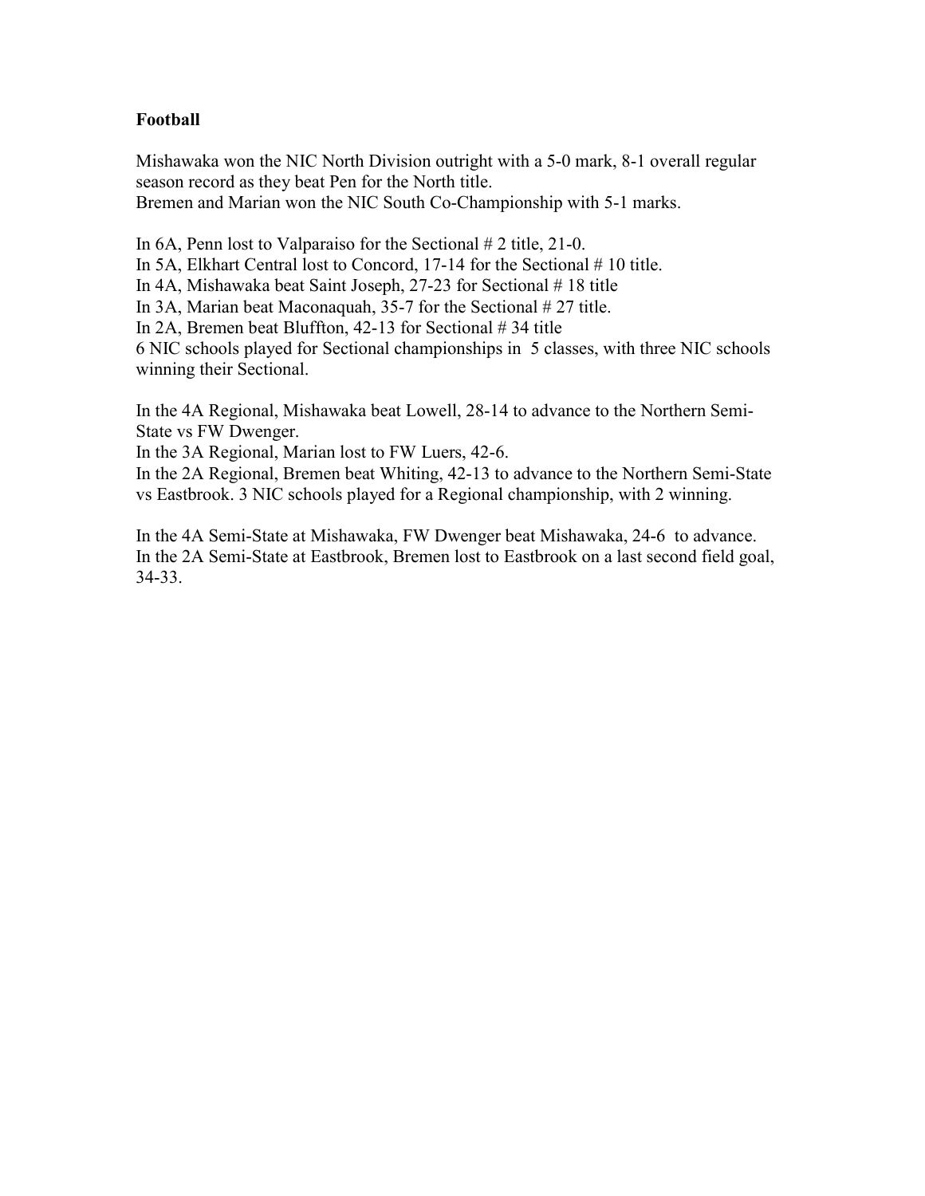**Football**

Mishawaka won the NIC North Division outright with a 5-0 mark, 8-1 overall regular season record as they beat Pen for the North title.
Bremen and Marian won the NIC South Co-Championship with 5-1 marks.

In 6A, Penn lost to Valparaiso for the Sectional # 2 title, 21-0.
In 5A, Elkhart Central lost to Concord, 17-14 for the Sectional # 10 title.
In 4A, Mishawaka beat Saint Joseph, 27-23 for Sectional # 18 title
In 3A, Marian beat Maconaquah, 35-7 for the Sectional # 27 title.
In 2A, Bremen beat Bluffton, 42-13 for Sectional # 34 title
6 NIC schools played for Sectional championships in 5 classes, with three NIC schools winning their Sectional.

In the 4A Regional, Mishawaka beat Lowell, 28-14 to advance to the Northern Semi-State vs FW Dwenger.
In the 3A Regional, Marian lost to FW Luers, 42-6.
In the 2A Regional, Bremen beat Whiting, 42-13 to advance to the Northern Semi-State vs Eastbrook. 3 NIC schools played for a Regional championship, with 2 winning.

In the 4A Semi-State at Mishawaka, FW Dwenger beat Mishawaka, 24-6 to advance.
In the 2A Semi-State at Eastbrook, Bremen lost to Eastbrook on a last second field goal, 34-33.